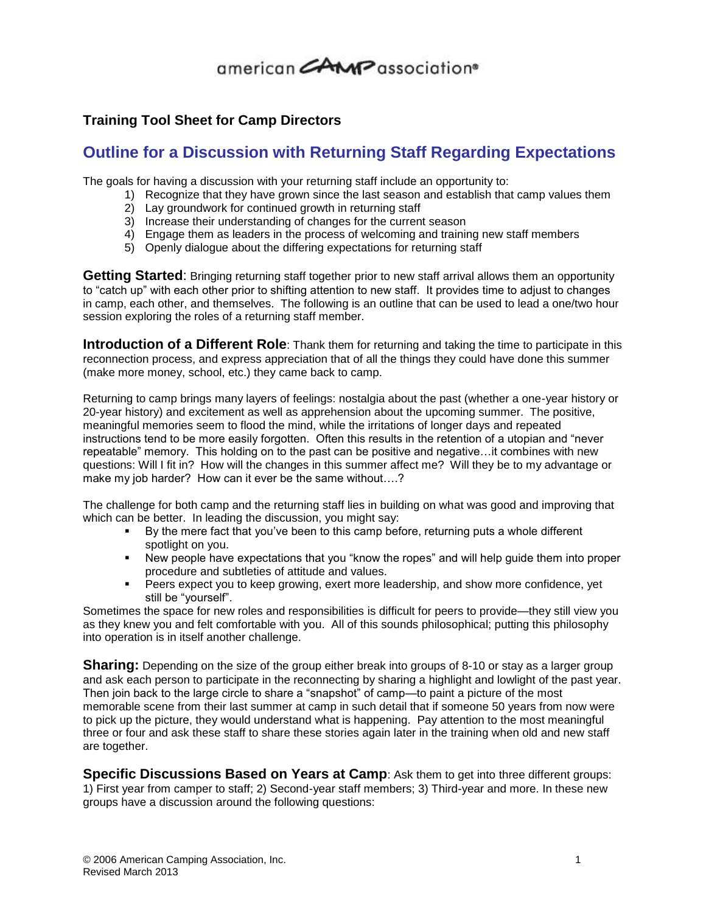american CAMP association®

## Training Tool Sheet for Camp Directors

# Outline for a Discussion with Returning Staff Regarding Expectations

The goals for having a discussion with your returning staff include an opportunity to:

1) Recognize that they have grown since the last season and establish that camp values them
2) Lay groundwork for continued growth in returning staff
3) Increase their understanding of changes for the current season
4) Engage them as leaders in the process of welcoming and training new staff members
5) Openly dialogue about the differing expectations for returning staff

**Getting Started**: Bringing returning staff together prior to new staff arrival allows them an opportunity to "catch up" with each other prior to shifting attention to new staff. It provides time to adjust to changes in camp, each other, and themselves. The following is an outline that can be used to lead a one/two hour session exploring the roles of a returning staff member.

**Introduction of a Different Role**: Thank them for returning and taking the time to participate in this reconnection process, and express appreciation that of all the things they could have done this summer (make more money, school, etc.) they came back to camp.

Returning to camp brings many layers of feelings: nostalgia about the past (whether a one-year history or 20-year history) and excitement as well as apprehension about the upcoming summer. The positive, meaningful memories seem to flood the mind, while the irritations of longer days and repeated instructions tend to be more easily forgotten. Often this results in the retention of a utopian and "never repeatable" memory. This holding on to the past can be positive and negative…it combines with new questions: Will I fit in? How will the changes in this summer affect me? Will they be to my advantage or make my job harder? How can it ever be the same without….?

The challenge for both camp and the returning staff lies in building on what was good and improving that which can be better. In leading the discussion, you might say:

- By the mere fact that you've been to this camp before, returning puts a whole different spotlight on you.
- New people have expectations that you "know the ropes" and will help guide them into proper procedure and subtleties of attitude and values.
- Peers expect you to keep growing, exert more leadership, and show more confidence, yet still be "yourself".

Sometimes the space for new roles and responsibilities is difficult for peers to provide—they still view you as they knew you and felt comfortable with you. All of this sounds philosophical; putting this philosophy into operation is in itself another challenge.

**Sharing:** Depending on the size of the group either break into groups of 8-10 or stay as a larger group and ask each person to participate in the reconnecting by sharing a highlight and lowlight of the past year. Then join back to the large circle to share a "snapshot" of camp—to paint a picture of the most memorable scene from their last summer at camp in such detail that if someone 50 years from now were to pick up the picture, they would understand what is happening. Pay attention to the most meaningful three or four and ask these staff to share these stories again later in the training when old and new staff are together.

**Specific Discussions Based on Years at Camp**: Ask them to get into three different groups: 1) First year from camper to staff; 2) Second-year staff members; 3) Third-year and more. In these new groups have a discussion around the following questions:

© 2006 American Camping Association, Inc.
Revised March 2013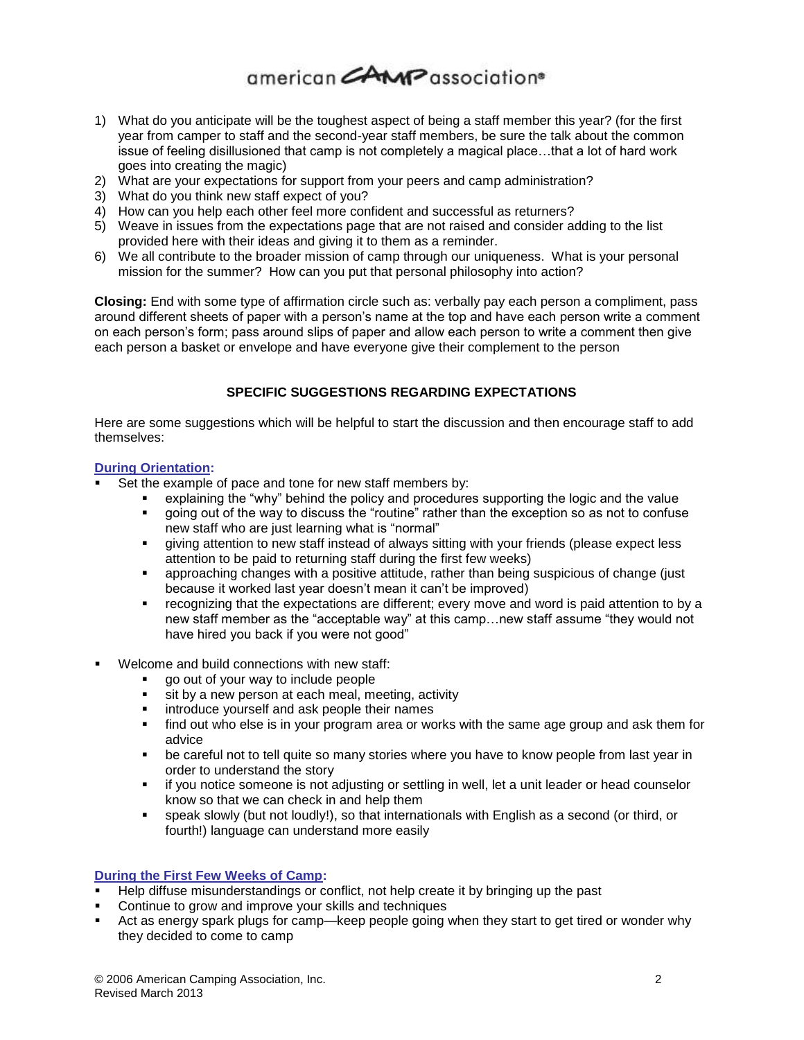1) What do you anticipate will be the toughest aspect of being a staff member this year? (for the first year from camper to staff and the second-year staff members, be sure the talk about the common issue of feeling disillusioned that camp is not completely a magical place…that a lot of hard work goes into creating the magic)
2) What are your expectations for support from your peers and camp administration?
3) What do you think new staff expect of you?
4) How can you help each other feel more confident and successful as returners?
5) Weave in issues from the expectations page that are not raised and consider adding to the list provided here with their ideas and giving it to them as a reminder.
6) We all contribute to the broader mission of camp through our uniqueness. What is your personal mission for the summer? How can you put that personal philosophy into action?

**Closing:** End with some type of affirmation circle such as: verbally pay each person a compliment, pass around different sheets of paper with a person's name at the top and have each person write a comment on each person's form; pass around slips of paper and allow each person to write a comment then give each person a basket or envelope and have everyone give their complement to the person

## SPECIFIC SUGGESTIONS REGARDING EXPECTATIONS

Here are some suggestions which will be helpful to start the discussion and then encourage staff to add themselves:

**During Orientation:**

- Set the example of pace and tone for new staff members by:
  - explaining the "why" behind the policy and procedures supporting the logic and the value
  - going out of the way to discuss the "routine" rather than the exception so as not to confuse new staff who are just learning what is "normal"
  - giving attention to new staff instead of always sitting with your friends (please expect less attention to be paid to returning staff during the first few weeks)
  - approaching changes with a positive attitude, rather than being suspicious of change (just because it worked last year doesn't mean it can't be improved)
  - recognizing that the expectations are different; every move and word is paid attention to by a new staff member as the "acceptable way" at this camp…new staff assume "they would not have hired you back if you were not good"

- Welcome and build connections with new staff:
  - go out of your way to include people
  - sit by a new person at each meal, meeting, activity
  - introduce yourself and ask people their names
  - find out who else is in your program area or works with the same age group and ask them for advice
  - be careful not to tell quite so many stories where you have to know people from last year in order to understand the story
  - if you notice someone is not adjusting or settling in well, let a unit leader or head counselor know so that we can check in and help them
  - speak slowly (but not loudly!), so that internationals with English as a second (or third, or fourth!) language can understand more easily

**During the First Few Weeks of Camp:**

- Help diffuse misunderstandings or conflict, not help create it by bringing up the past
- Continue to grow and improve your skills and techniques
- Act as energy spark plugs for camp—keep people going when they start to get tired or wonder why they decided to come to camp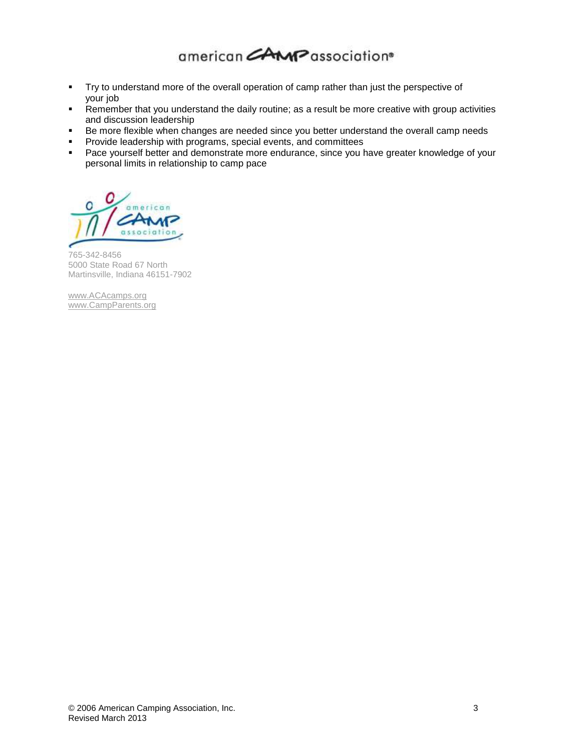- Try to understand more of the overall operation of camp rather than just the perspective of your job
- Remember that you understand the daily routine; as a result be more creative with group activities and discussion leadership
- Be more flexible when changes are needed since you better understand the overall camp needs
- Provide leadership with programs, special events, and committees
- Pace yourself better and demonstrate more endurance, since you have greater knowledge of your personal limits in relationship to camp pace

765-342-8456
5000 State Road 67 North
Martinsville, Indiana 46151-7902

www.ACAcamps.org
www.CampParents.org

© 2006 American Camping Association, Inc.
Revised March 2013